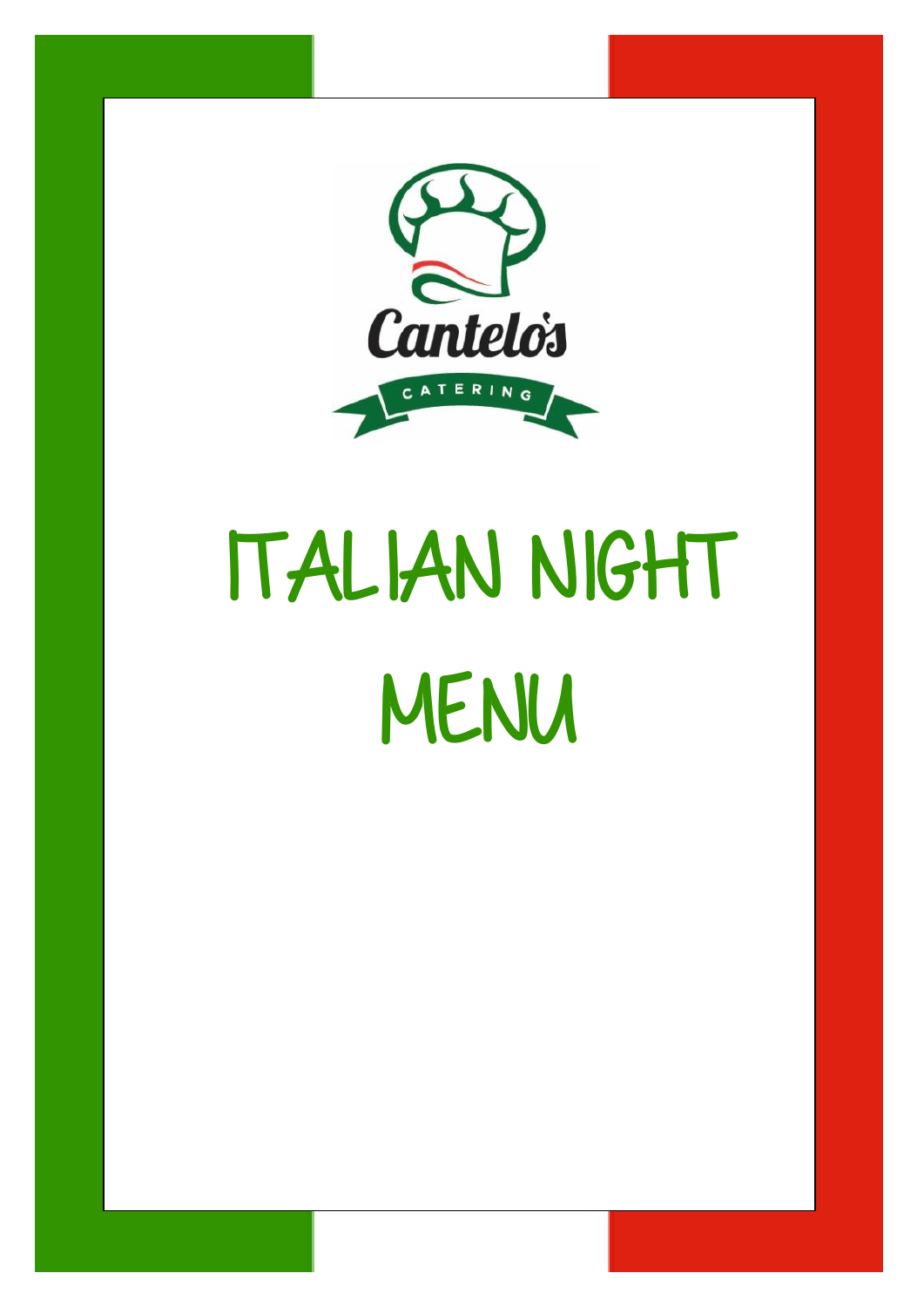Cantelo's

CATERING

# ITALIAN NIGHT MENU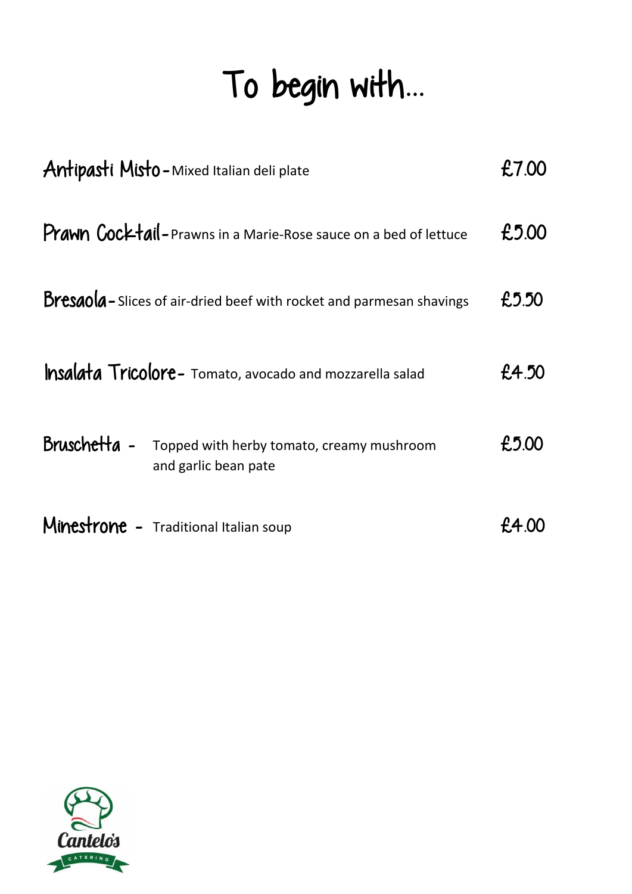# To begin with...

**Antipasti Misto** - Mixed Italian deli plate — £7.00

**Prawn Cocktail** - Prawns in a Marie-Rose sauce on a bed of lettuce — £5.00

**Bresaola** - Slices of air-dried beef with rocket and parmesan shavings — £5.50

**Insalata Tricolore** - Tomato, avocado and mozzarella salad — £4.50

**Bruschetta** - Topped with herby tomato, creamy mushroom and garlic bean pate — £5.00

**Minestrone** - Traditional Italian soup — £4.00

Cantelo's
CATERING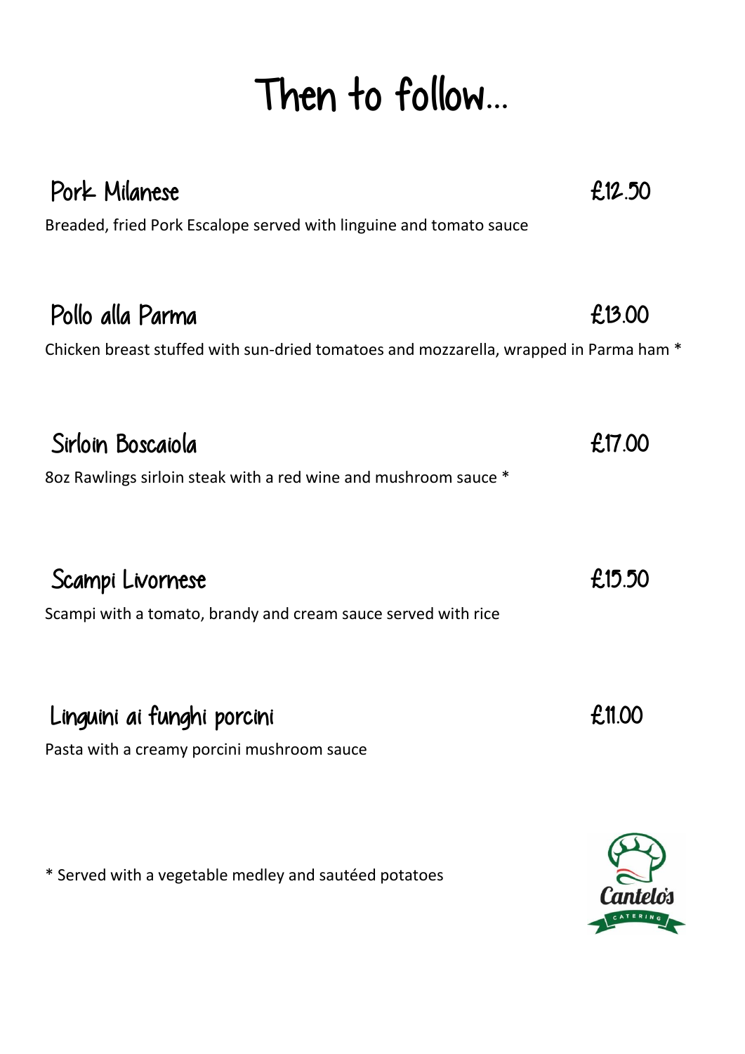# Then to follow...

## Pork Milanese £12.50

Breaded, fried Pork Escalope served with linguine and tomato sauce

## Pollo alla Parma £13.00

Chicken breast stuffed with sun-dried tomatoes and mozzarella, wrapped in Parma ham *

## Sirloin Boscaiola £17.00

8oz Rawlings sirloin steak with a red wine and mushroom sauce *

## Scampi Livornese £15.50

Scampi with a tomato, brandy and cream sauce served with rice

## Linguini ai funghi porcini £11.00

Pasta with a creamy porcini mushroom sauce

* Served with a vegetable medley and sautéed potatoes

Cantelo's CATERING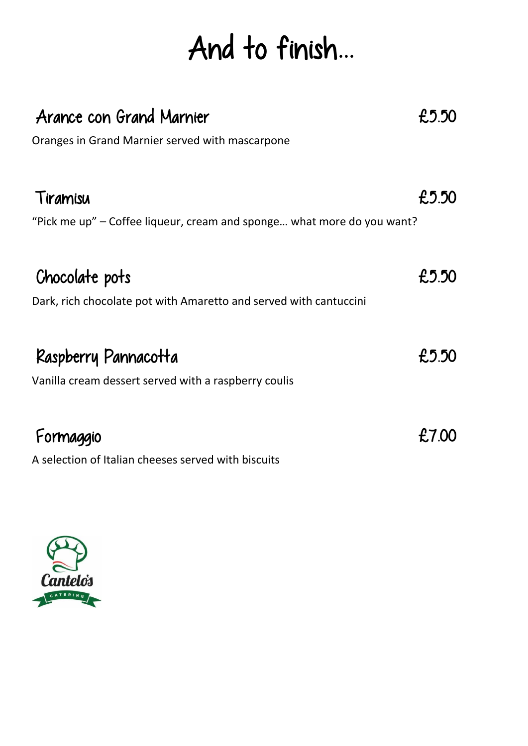# And to finish...

## Arance con Grand Marnier £5.50

Oranges in Grand Marnier served with mascarpone

## Tiramisu £5.50

"Pick me up" – Coffee liqueur, cream and sponge… what more do you want?

## Chocolate pots £5.50

Dark, rich chocolate pot with Amaretto and served with cantuccini

## Raspberry Pannacotta £5.50

Vanilla cream dessert served with a raspberry coulis

## Formaggio £7.00

A selection of Italian cheeses served with biscuits